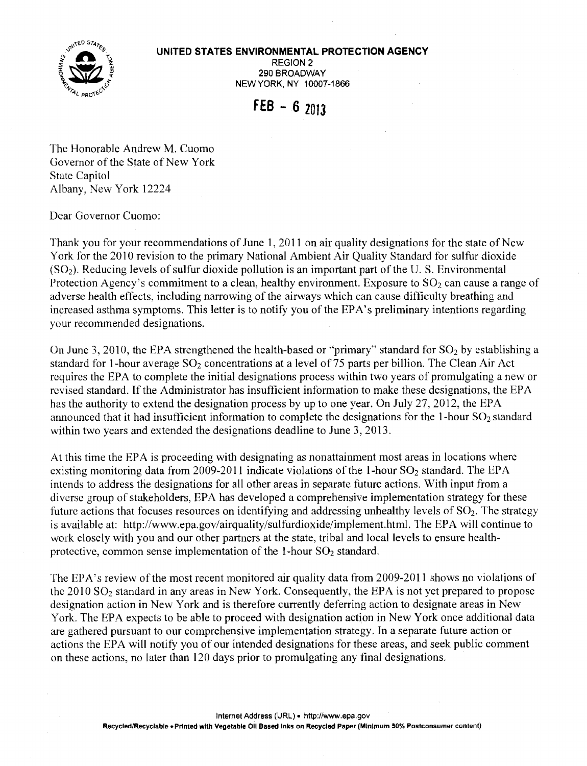**UNITED STATES ENVIRONMENTAL PROTECTION AGENCY**
REGION 2
290 BROADWAY
NEW YORK, NY 10007-1866

**FEB - 6 2013**

The Honorable Andrew M. Cuomo
Governor of the State of New York
State Capitol
Albany, New York 12224

Dear Governor Cuomo:

Thank you for your recommendations of June 1, 2011 on air quality designations for the state of New York for the 2010 revision to the primary National Ambient Air Quality Standard for sulfur dioxide ($SO_2$). Reducing levels of sulfur dioxide pollution is an important part of the U. S. Environmental Protection Agency's commitment to a clean, healthy environment. Exposure to $SO_2$ can cause a range of adverse health effects, including narrowing of the airways which can cause difficulty breathing and increased asthma symptoms. This letter is to notify you of the EPA's preliminary intentions regarding your recommended designations.

On June 3, 2010, the EPA strengthened the health-based or "primary" standard for $SO_2$ by establishing a standard for 1-hour average $SO_2$ concentrations at a level of 75 parts per billion. The Clean Air Act requires the EPA to complete the initial designations process within two years of promulgating a new or revised standard. If the Administrator has insufficient information to make these designations, the EPA has the authority to extend the designation process by up to one year. On July 27, 2012, the EPA announced that it had insufficient information to complete the designations for the 1-hour $SO_2$ standard within two years and extended the designations deadline to June 3, 2013.

At this time the EPA is proceeding with designating as nonattainment most areas in locations where existing monitoring data from 2009-2011 indicate violations of the 1-hour $SO_2$ standard. The EPA intends to address the designations for all other areas in separate future actions. With input from a diverse group of stakeholders, EPA has developed a comprehensive implementation strategy for these future actions that focuses resources on identifying and addressing unhealthy levels of $SO_2$. The strategy is available at: http://www.epa.gov/airquality/sulfurdioxide/implement.html. The EPA will continue to work closely with you and our other partners at the state, tribal and local levels to ensure health-protective, common sense implementation of the 1-hour $SO_2$ standard.

The EPA's review of the most recent monitored air quality data from 2009-2011 shows no violations of the 2010 $SO_2$ standard in any areas in New York. Consequently, the EPA is not yet prepared to propose designation action in New York and is therefore currently deferring action to designate areas in New York. The EPA expects to be able to proceed with designation action in New York once additional data are gathered pursuant to our comprehensive implementation strategy. In a separate future action or actions the EPA will notify you of our intended designations for these areas, and seek public comment on these actions, no later than 120 days prior to promulgating any final designations.

Internet Address (URL) • http://www.epa.gov
Recycled/Recyclable • Printed with Vegetable Oil Based Inks on Recycled Paper (Minimum 50% Postconsumer content)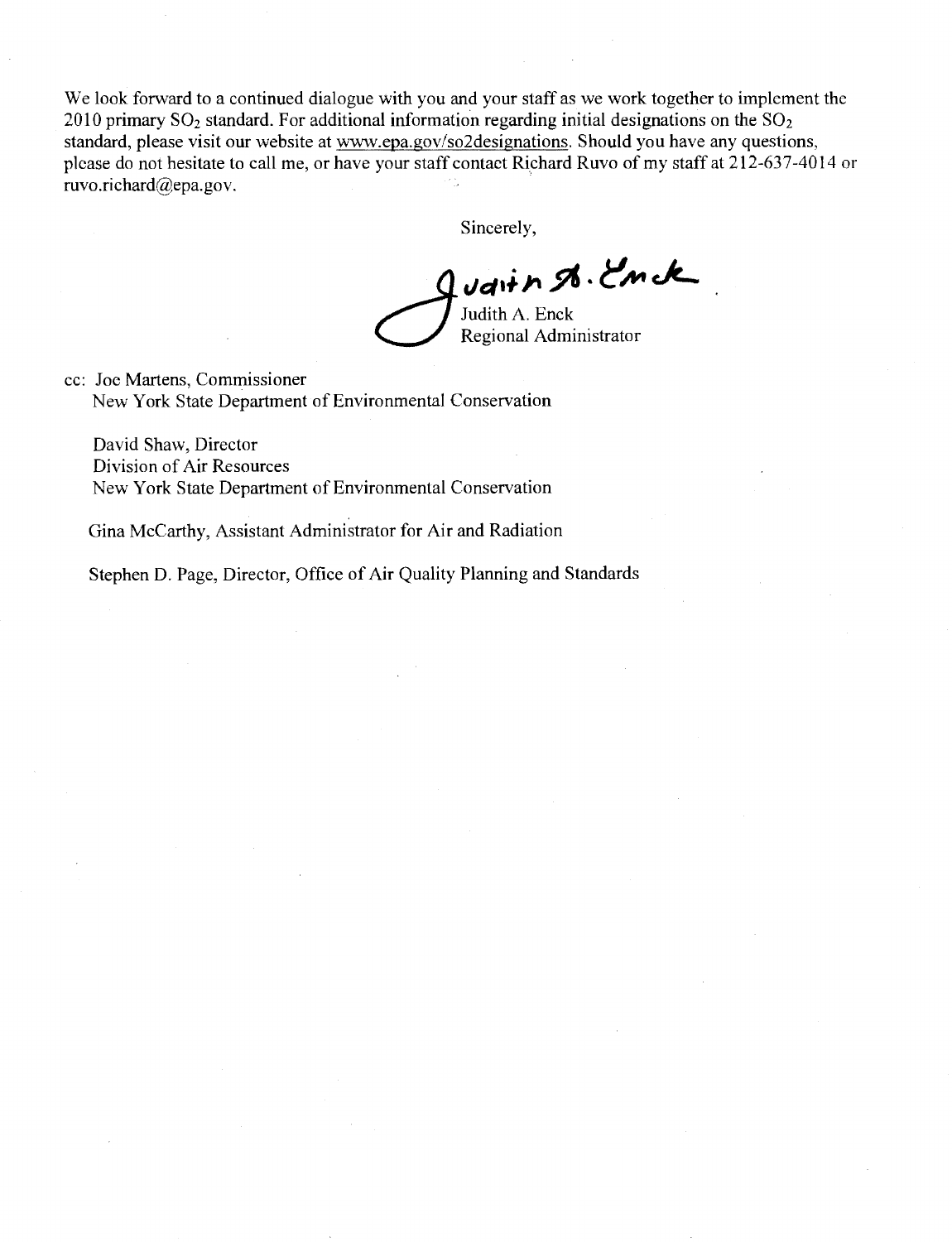We look forward to a continued dialogue with you and your staff as we work together to implement the 2010 primary $SO_2$ standard. For additional information regarding initial designations on the $SO_2$ standard, please visit our website at www.epa.gov/so2designations. Should you have any questions, please do not hesitate to call me, or have your staff contact Richard Ruvo of my staff at 212-637-4014 or ruvo.richard@epa.gov.

Sincerely,

Judith A. Enck
Regional Administrator

cc: Joe Martens, Commissioner
New York State Department of Environmental Conservation

David Shaw, Director
Division of Air Resources
New York State Department of Environmental Conservation

Gina McCarthy, Assistant Administrator for Air and Radiation

Stephen D. Page, Director, Office of Air Quality Planning and Standards